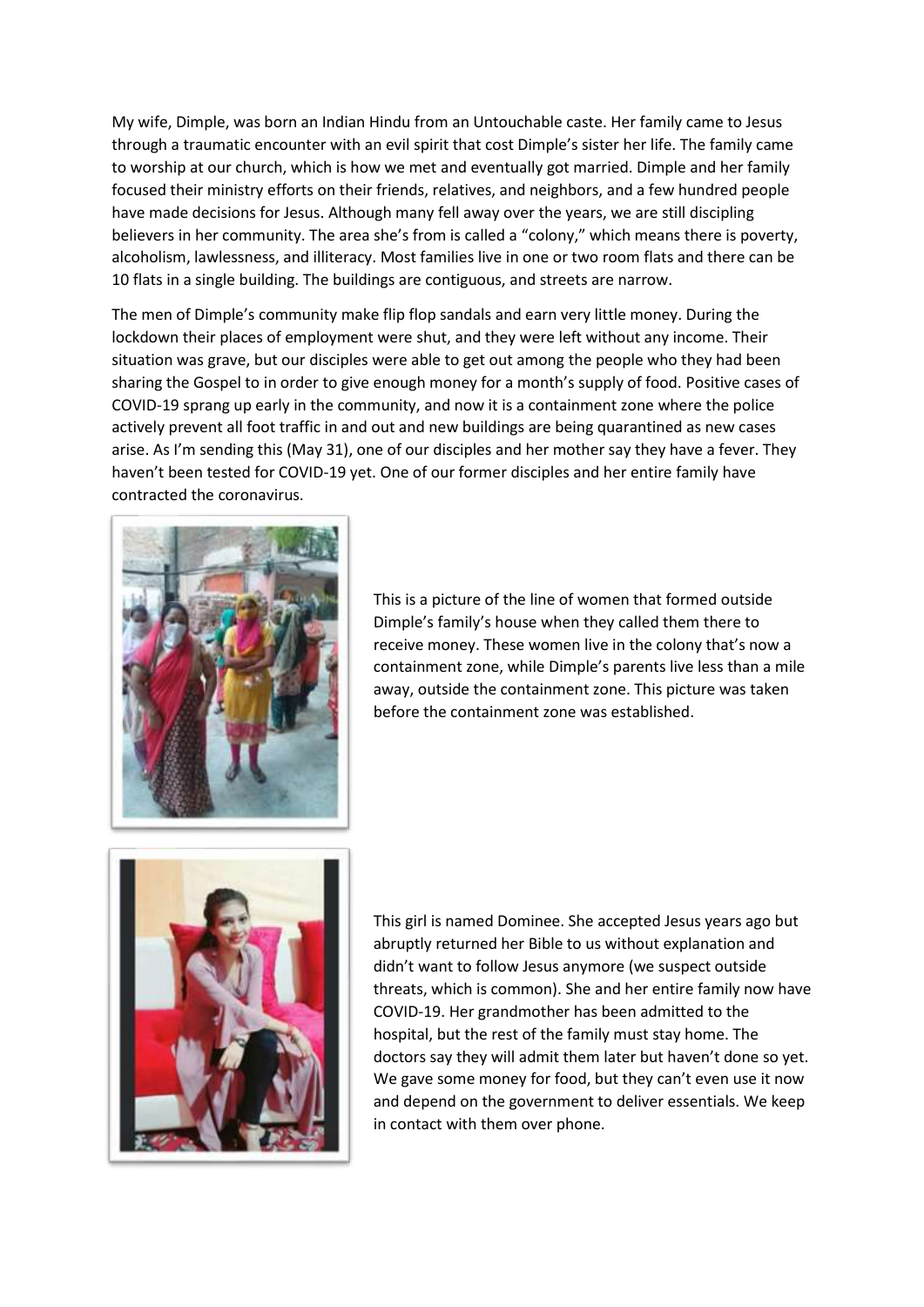My wife, Dimple, was born an Indian Hindu from an Untouchable caste. Her family came to Jesus through a traumatic encounter with an evil spirit that cost Dimple's sister her life. The family came to worship at our church, which is how we met and eventually got married. Dimple and her family focused their ministry efforts on their friends, relatives, and neighbors, and a few hundred people have made decisions for Jesus. Although many fell away over the years, we are still discipling believers in her community. The area she's from is called a "colony," which means there is poverty, alcoholism, lawlessness, and illiteracy. Most families live in one or two room flats and there can be 10 flats in a single building. The buildings are contiguous, and streets are narrow.

The men of Dimple's community make flip flop sandals and earn very little money. During the lockdown their places of employment were shut, and they were left without any income. Their situation was grave, but our disciples were able to get out among the people who they had been sharing the Gospel to in order to give enough money for a month's supply of food. Positive cases of COVID-19 sprang up early in the community, and now it is a containment zone where the police actively prevent all foot traffic in and out and new buildings are being quarantined as new cases arise. As I'm sending this (May 31), one of our disciples and her mother say they have a fever. They haven't been tested for COVID-19 yet. One of our former disciples and her entire family have contracted the coronavirus.

This is a picture of the line of women that formed outside Dimple's family's house when they called them there to receive money. These women live in the colony that's now a containment zone, while Dimple's parents live less than a mile away, outside the containment zone. This picture was taken before the containment zone was established.

This girl is named Dominee. She accepted Jesus years ago but abruptly returned her Bible to us without explanation and didn't want to follow Jesus anymore (we suspect outside threats, which is common). She and her entire family now have COVID-19. Her grandmother has been admitted to the hospital, but the rest of the family must stay home. The doctors say they will admit them later but haven't done so yet. We gave some money for food, but they can't even use it now and depend on the government to deliver essentials. We keep in contact with them over phone.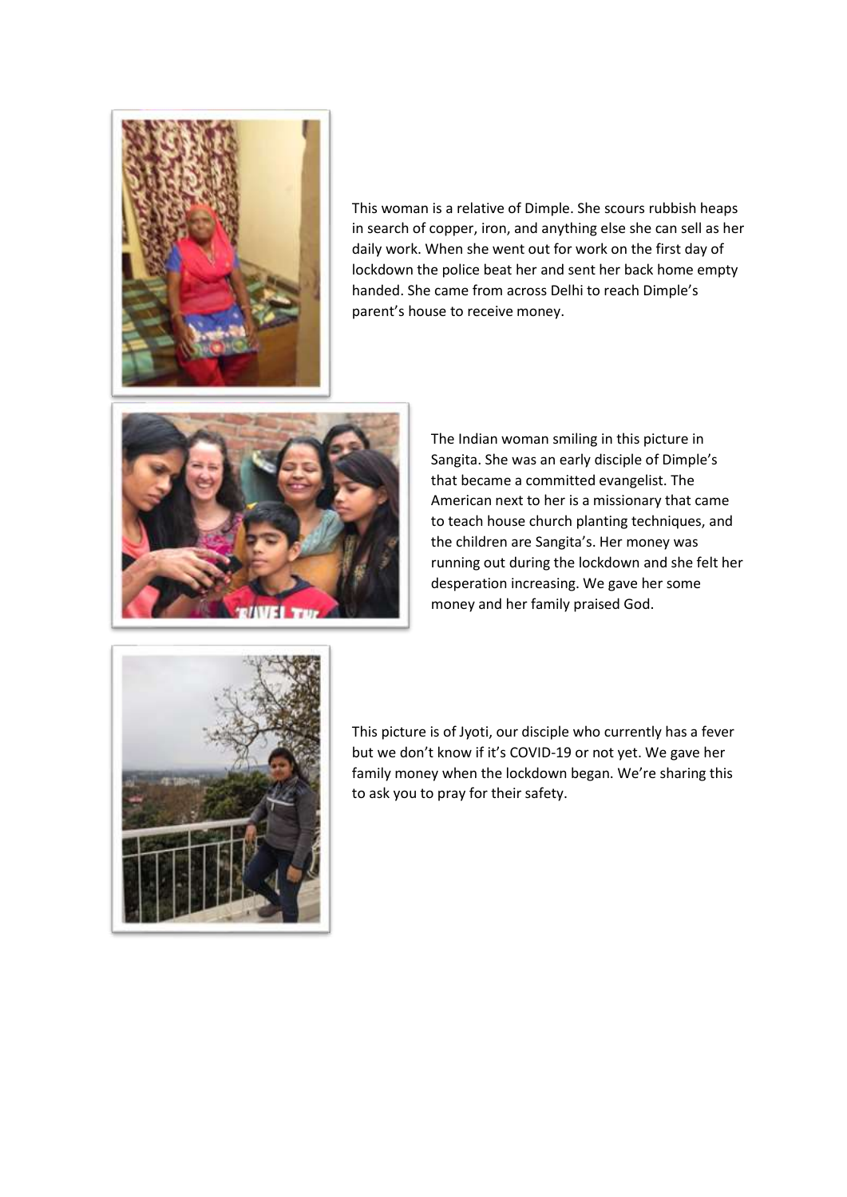This woman is a relative of Dimple. She scours rubbish heaps in search of copper, iron, and anything else she can sell as her daily work. When she went out for work on the first day of lockdown the police beat her and sent her back home empty handed. She came from across Delhi to reach Dimple's parent's house to receive money.

The Indian woman smiling in this picture in Sangita. She was an early disciple of Dimple's that became a committed evangelist. The American next to her is a missionary that came to teach house church planting techniques, and the children are Sangita's. Her money was running out during the lockdown and she felt her desperation increasing. We gave her some money and her family praised God.

This picture is of Jyoti, our disciple who currently has a fever but we don't know if it's COVID-19 or not yet. We gave her family money when the lockdown began. We're sharing this to ask you to pray for their safety.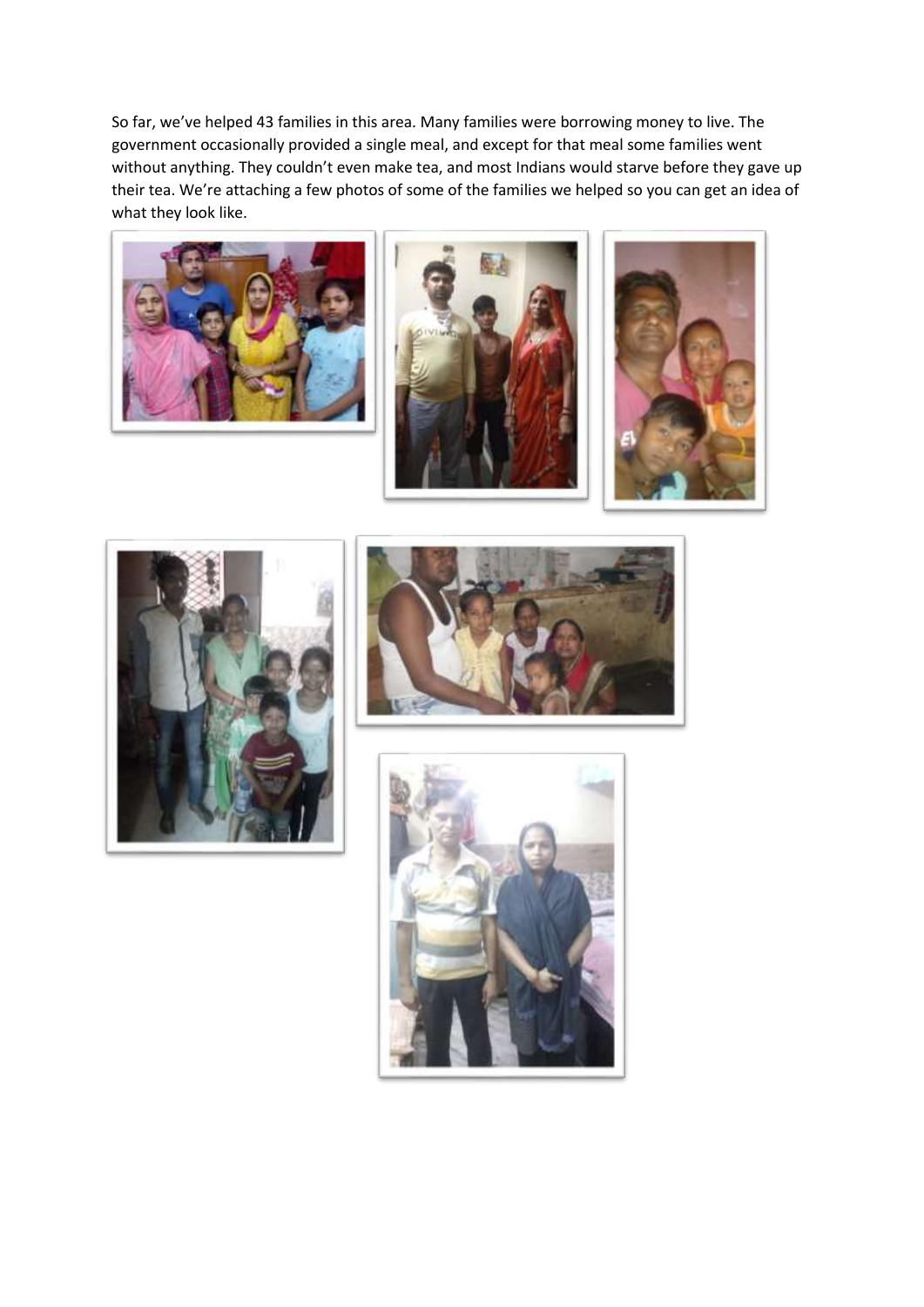So far, we've helped 43 families in this area. Many families were borrowing money to live. The government occasionally provided a single meal, and except for that meal some families went without anything. They couldn't even make tea, and most Indians would starve before they gave up their tea. We're attaching a few photos of some of the families we helped so you can get an idea of what they look like.